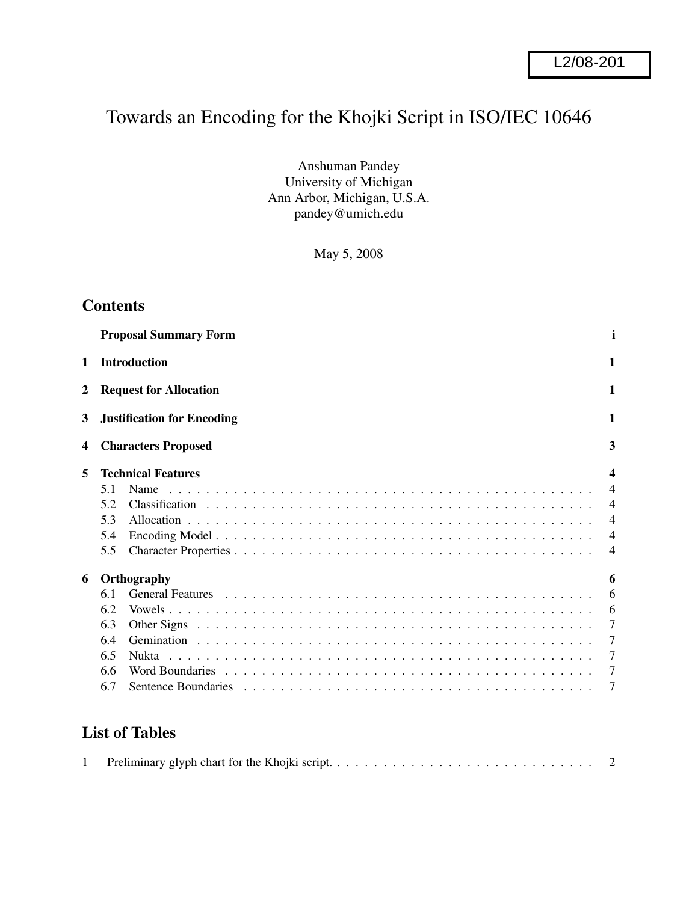L2/08-201

# Towards an Encoding for the Khojki Script in ISO/IEC 10646

Anshuman Pandey
University of Michigan
Ann Arbor, Michigan, U.S.A.
pandey@umich.edu

May 5, 2008

## Contents

**Proposal Summary Form** **i**

**1 Introduction** **1**

**2 Request for Allocation** **1**

**3 Justification for Encoding** **1**

**4 Characters Proposed** **3**

**5 Technical Features** **4**
- 5.1 Name . . . . . . . . . 4
- 5.2 Classification . . . . . . . . . 4
- 5.3 Allocation . . . . . . . . . 4
- 5.4 Encoding Model . . . . . . . . . 4
- 5.5 Character Properties . . . . . . . . . 4

**6 Orthography** **6**
- 6.1 General Features . . . . . . . . . 6
- 6.2 Vowels . . . . . . . . . 6
- 6.3 Other Signs . . . . . . . . . 7
- 6.4 Gemination . . . . . . . . . 7
- 6.5 Nukta . . . . . . . . . 7
- 6.6 Word Boundaries . . . . . . . . . 7
- 6.7 Sentence Boundaries . . . . . . . . . 7

## List of Tables

1 Preliminary glyph chart for the Khojki script. . . . . . . . . . 2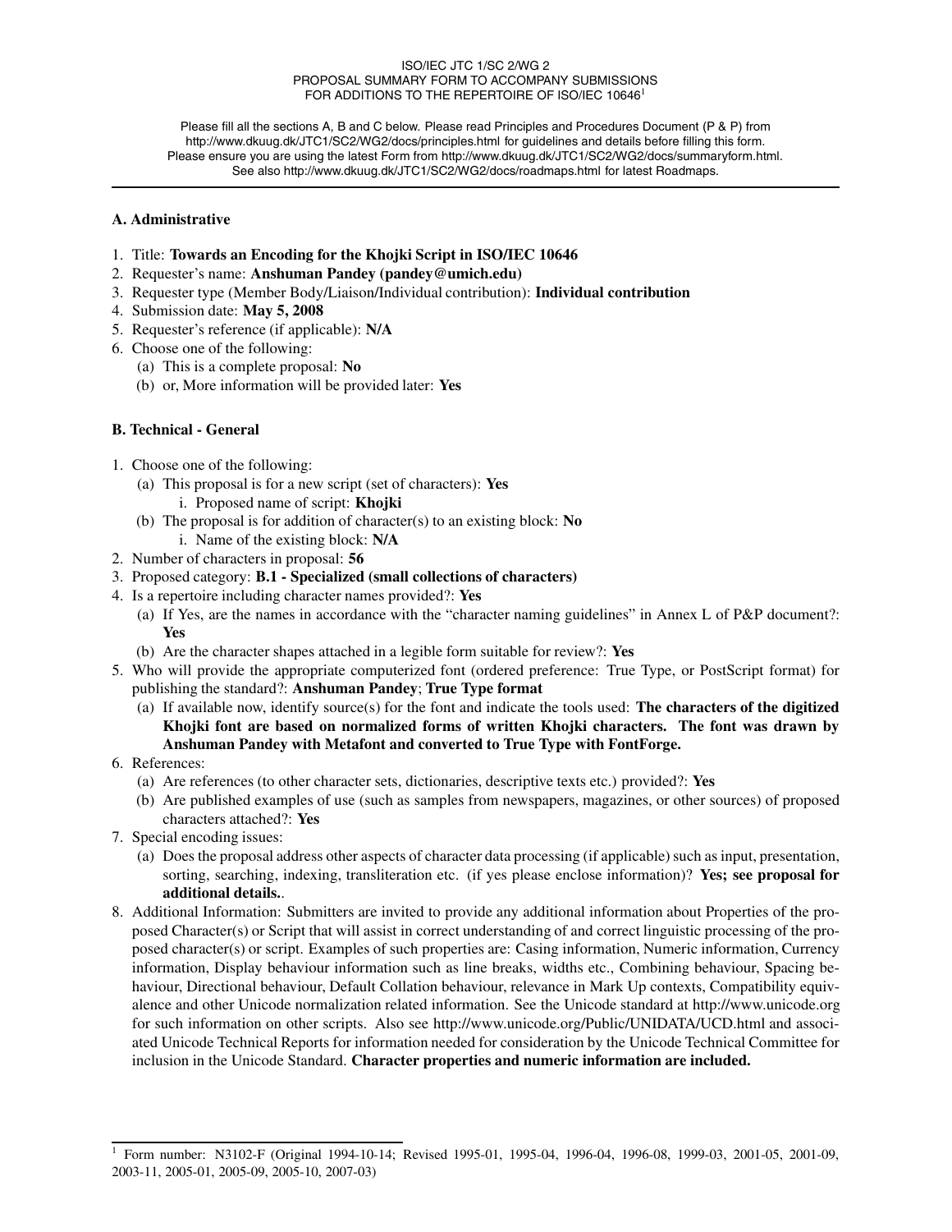ISO/IEC JTC 1/SC 2/WG 2
PROPOSAL SUMMARY FORM TO ACCOMPANY SUBMISSIONS
FOR ADDITIONS TO THE REPERTOIRE OF ISO/IEC 10646[1]

Please fill all the sections A, B and C below. Please read Principles and Procedures Document (P & P) from http://www.dkuug.dk/JTC1/SC2/WG2/docs/principles.html for guidelines and details before filling this form. Please ensure you are using the latest Form from http://www.dkuug.dk/JTC1/SC2/WG2/docs/summaryform.html. See also http://www.dkuug.dk/JTC1/SC2/WG2/docs/roadmaps.html for latest Roadmaps.

---

### A. Administrative

1. Title: **Towards an Encoding for the Khojki Script in ISO/IEC 10646**
2. Requester's name: **Anshuman Pandey (pandey@umich.edu)**
3. Requester type (Member Body/Liaison/Individual contribution): **Individual contribution**
4. Submission date: **May 5, 2008**
5. Requester's reference (if applicable): **N/A**
6. Choose one of the following:
   (a) This is a complete proposal: **No**
   (b) or, More information will be provided later: **Yes**

### B. Technical - General

1. Choose one of the following:
   (a) This proposal is for a new script (set of characters): **Yes**
      i. Proposed name of script: **Khojki**
   (b) The proposal is for addition of character(s) to an existing block: **No**
      i. Name of the existing block: **N/A**
2. Number of characters in proposal: **56**
3. Proposed category: **B.1 - Specialized (small collections of characters)**
4. Is a repertoire including character names provided?: **Yes**
   (a) If Yes, are the names in accordance with the "character naming guidelines" in Annex L of P&P document?: **Yes**
   (b) Are the character shapes attached in a legible form suitable for review?: **Yes**
5. Who will provide the appropriate computerized font (ordered preference: True Type, or PostScript format) for publishing the standard?: **Anshuman Pandey**; **True Type format**
   (a) If available now, identify source(s) for the font and indicate the tools used: **The characters of the digitized Khojki font are based on normalized forms of written Khojki characters. The font was drawn by Anshuman Pandey with Metafont and converted to True Type with FontForge.**
6. References:
   (a) Are references (to other character sets, dictionaries, descriptive texts etc.) provided?: **Yes**
   (b) Are published examples of use (such as samples from newspapers, magazines, or other sources) of proposed characters attached?: **Yes**
7. Special encoding issues:
   (a) Does the proposal address other aspects of character data processing (if applicable) such as input, presentation, sorting, searching, indexing, transliteration etc. (if yes please enclose information)? **Yes; see proposal for additional details.**.
8. Additional Information: Submitters are invited to provide any additional information about Properties of the proposed Character(s) or Script that will assist in correct understanding of and correct linguistic processing of the proposed character(s) or script. Examples of such properties are: Casing information, Numeric information, Currency information, Display behaviour information such as line breaks, widths etc., Combining behaviour, Spacing behaviour, Directional behaviour, Default Collation behaviour, relevance in Mark Up contexts, Compatibility equivalence and other Unicode normalization related information. See the Unicode standard at http://www.unicode.org for such information on other scripts. Also see http://www.unicode.org/Public/UNIDATA/UCD.html and associated Unicode Technical Reports for information needed for consideration by the Unicode Technical Committee for inclusion in the Unicode Standard. **Character properties and numeric information are included.**

---

[1] Form number: N3102-F (Original 1994-10-14; Revised 1995-01, 1995-04, 1996-04, 1996-08, 1999-03, 2001-05, 2001-09, 2003-11, 2005-01, 2005-09, 2005-10, 2007-03)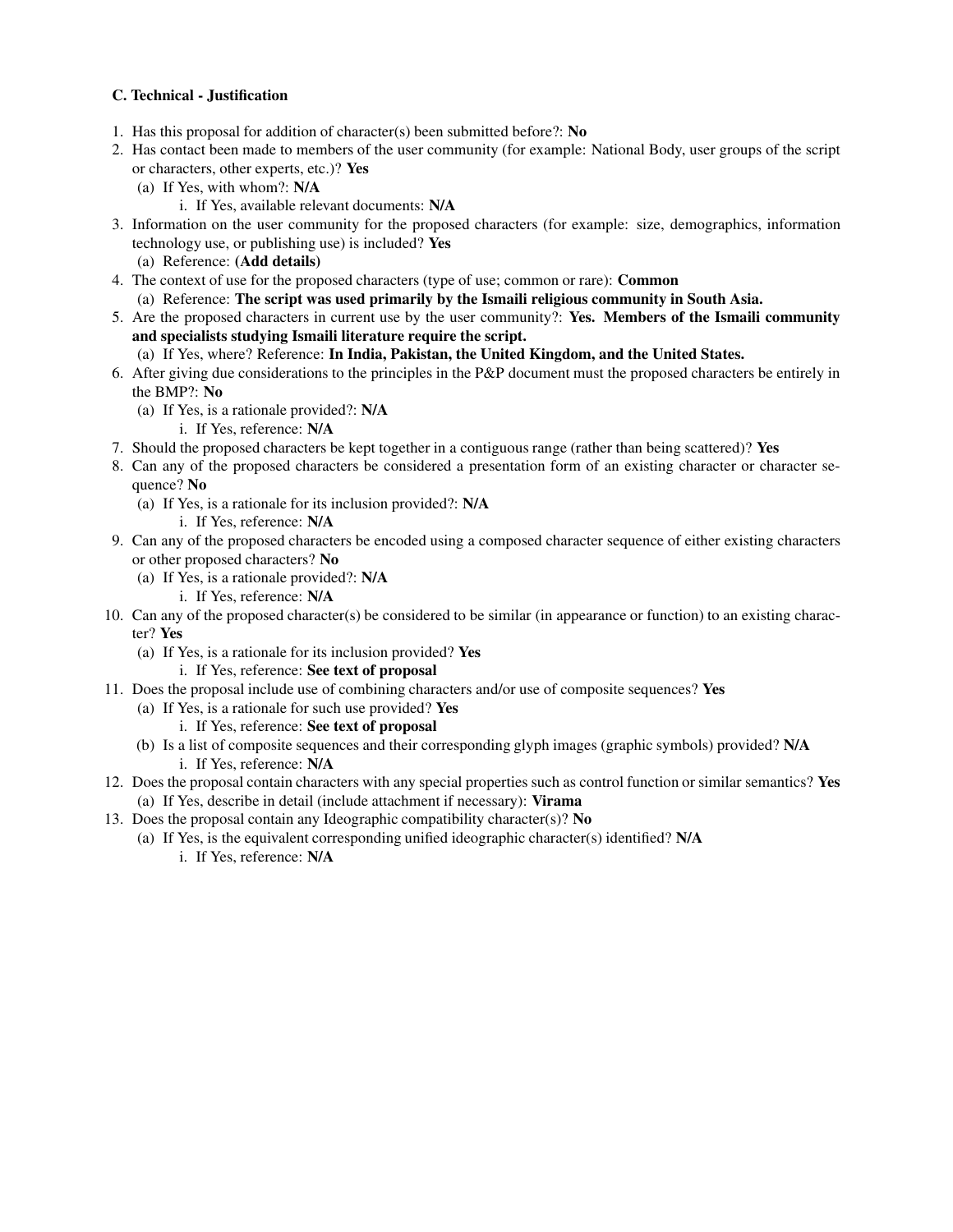**C. Technical - Justification**

1. Has this proposal for addition of character(s) been submitted before?: **No**
2. Has contact been made to members of the user community (for example: National Body, user groups of the script or characters, other experts, etc.)? **Yes**
   (a) If Yes, with whom?: **N/A**
      i. If Yes, available relevant documents: **N/A**
3. Information on the user community for the proposed characters (for example: size, demographics, information technology use, or publishing use) is included? **Yes**
   (a) Reference: **(Add details)**
4. The context of use for the proposed characters (type of use; common or rare): **Common**
   (a) Reference: **The script was used primarily by the Ismaili religious community in South Asia.**
5. Are the proposed characters in current use by the user community?: **Yes. Members of the Ismaili community and specialists studying Ismaili literature require the script.**
   (a) If Yes, where? Reference: **In India, Pakistan, the United Kingdom, and the United States.**
6. After giving due considerations to the principles in the P&P document must the proposed characters be entirely in the BMP?: **No**
   (a) If Yes, is a rationale provided?: **N/A**
      i. If Yes, reference: **N/A**
7. Should the proposed characters be kept together in a contiguous range (rather than being scattered)? **Yes**
8. Can any of the proposed characters be considered a presentation form of an existing character or character sequence? **No**
   (a) If Yes, is a rationale for its inclusion provided?: **N/A**
      i. If Yes, reference: **N/A**
9. Can any of the proposed characters be encoded using a composed character sequence of either existing characters or other proposed characters? **No**
   (a) If Yes, is a rationale provided?: **N/A**
      i. If Yes, reference: **N/A**
10. Can any of the proposed character(s) be considered to be similar (in appearance or function) to an existing character? **Yes**
    (a) If Yes, is a rationale for its inclusion provided? **Yes**
       i. If Yes, reference: **See text of proposal**
11. Does the proposal include use of combining characters and/or use of composite sequences? **Yes**
    (a) If Yes, is a rationale for such use provided? **Yes**
       i. If Yes, reference: **See text of proposal**
    (b) Is a list of composite sequences and their corresponding glyph images (graphic symbols) provided? **N/A**
       i. If Yes, reference: **N/A**
12. Does the proposal contain characters with any special properties such as control function or similar semantics? **Yes**
    (a) If Yes, describe in detail (include attachment if necessary): **Virama**
13. Does the proposal contain any Ideographic compatibility character(s)? **No**
    (a) If Yes, is the equivalent corresponding unified ideographic character(s) identified? **N/A**
       i. If Yes, reference: **N/A**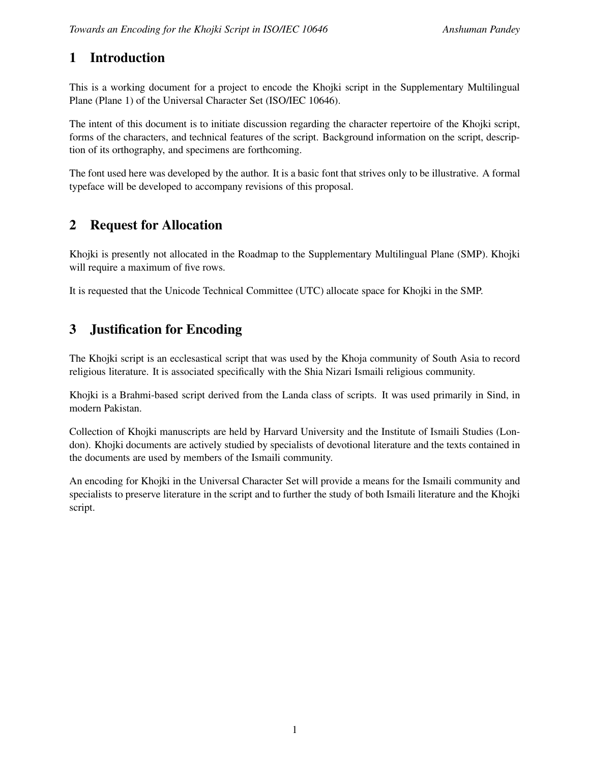# 1 Introduction

This is a working document for a project to encode the Khojki script in the Supplementary Multilingual Plane (Plane 1) of the Universal Character Set (ISO/IEC 10646).

The intent of this document is to initiate discussion regarding the character repertoire of the Khojki script, forms of the characters, and technical features of the script. Background information on the script, description of its orthography, and specimens are forthcoming.

The font used here was developed by the author. It is a basic font that strives only to be illustrative. A formal typeface will be developed to accompany revisions of this proposal.

# 2 Request for Allocation

Khojki is presently not allocated in the Roadmap to the Supplementary Multilingual Plane (SMP). Khojki will require a maximum of five rows.

It is requested that the Unicode Technical Committee (UTC) allocate space for Khojki in the SMP.

# 3 Justification for Encoding

The Khojki script is an ecclesastical script that was used by the Khoja community of South Asia to record religious literature. It is associated specifically with the Shia Nizari Ismaili religious community.

Khojki is a Brahmi-based script derived from the Landa class of scripts. It was used primarily in Sind, in modern Pakistan.

Collection of Khojki manuscripts are held by Harvard University and the Institute of Ismaili Studies (London). Khojki documents are actively studied by specialists of devotional literature and the texts contained in the documents are used by members of the Ismaili community.

An encoding for Khojki in the Universal Character Set will provide a means for the Ismaili community and specialists to preserve literature in the script and to further the study of both Ismaili literature and the Khojki script.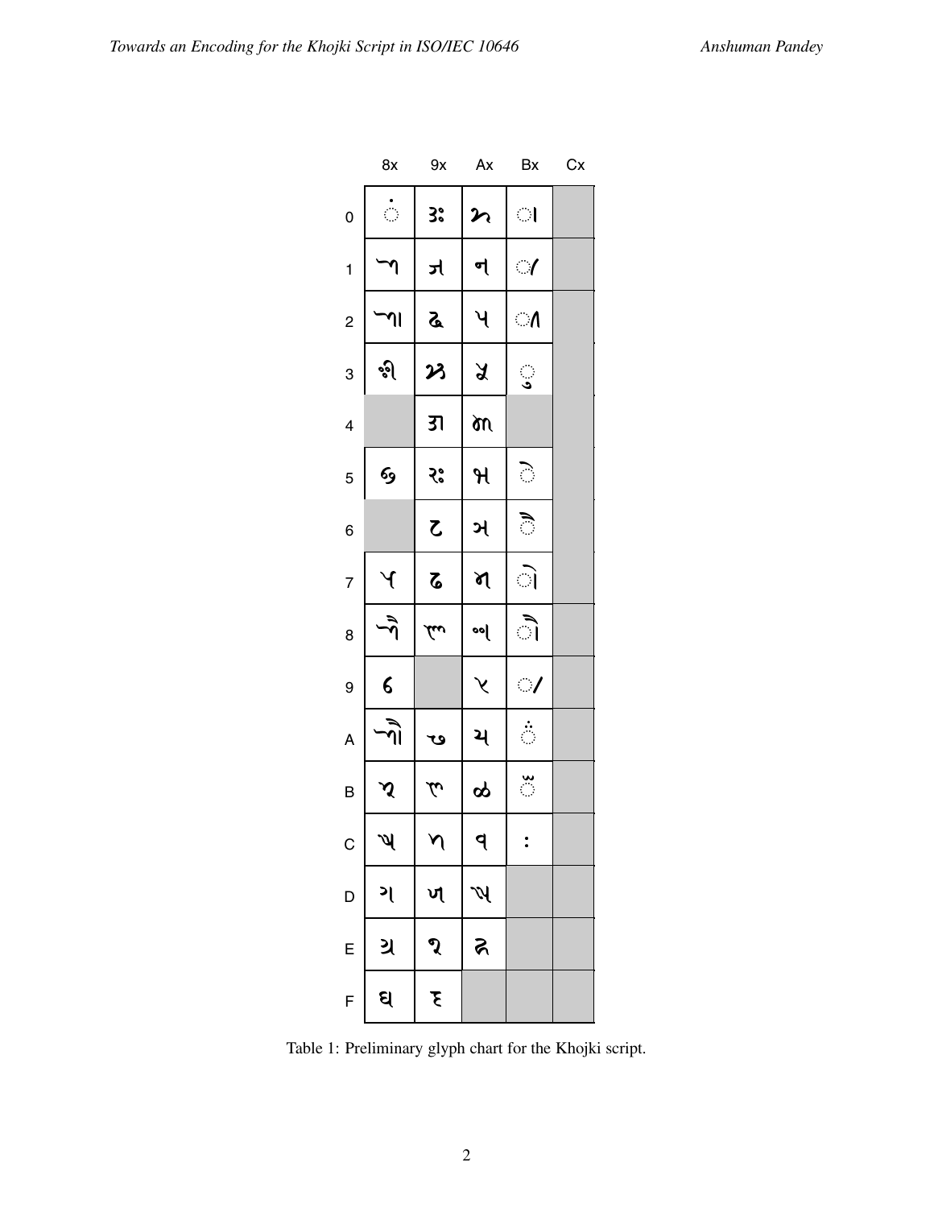| | 8x | 9x | Ax | Bx | Cx |
|---|---|---|---|---|---|
| 0 | ◌𑈴 | 𑈍 | 𑈝 | ◌𑈬 | |
| 1 | 𑈀 | 𑈎 | 𑈞 | ◌𑈭 | |
| 2 | 𑈁 | 𑈏 | 𑈟 | ◌𑈮 | |
| 3 | 𑈂 | 𑈐 | 𑈠 | ◌𑈯 | |
| 4 | | 𑈑 | 𑈡 | | |
| 5 | 𑈃 | 𑈓 | 𑈢 | ◌𑈰 | |
| 6 | | 𑈔 | 𑈣 | ◌𑈱 | |
| 7 | 𑈄 | 𑈕 | 𑈤 | ◌𑈲 | |
| 8 | 𑈅 | 𑈖 | 𑈥 | ◌𑈳 | |
| 9 | 𑈆 | | 𑈦 | ◌𑈵 | |
| A | 𑈇 | 𑈗 | 𑈧 | ◌𑈶 | |
| B | 𑈈 | 𑈘 | 𑈨 | ◌𑈷 | |
| C | 𑈉 | 𑈙 | 𑈩 | : | |
| D | 𑈊 | 𑈚 | 𑈪 | | |
| E | 𑈋 | 𑈛 | 𑈫 | | |
| F | 𑈌 | 𑈜 | | | |

Table 1: Preliminary glyph chart for the Khojki script.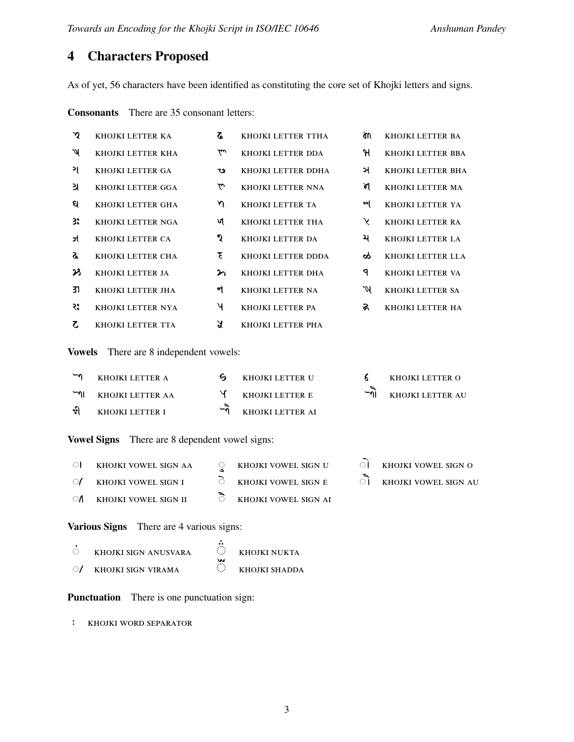## 4 Characters Proposed

As of yet, 56 characters have been identified as constituting the core set of Khojki letters and signs.

**Consonants** There are 35 consonant letters:

| | | |
|---|---|---|
| KHOJKI LETTER KA | KHOJKI LETTER TTHA | KHOJKI LETTER BA |
| KHOJKI LETTER KHA | KHOJKI LETTER DDA | KHOJKI LETTER BBA |
| KHOJKI LETTER GA | KHOJKI LETTER DDHA | KHOJKI LETTER BHA |
| KHOJKI LETTER GGA | KHOJKI LETTER NNA | KHOJKI LETTER MA |
| KHOJKI LETTER GHA | KHOJKI LETTER TA | KHOJKI LETTER YA |
| KHOJKI LETTER NGA | KHOJKI LETTER THA | KHOJKI LETTER RA |
| KHOJKI LETTER CA | KHOJKI LETTER DA | KHOJKI LETTER LA |
| KHOJKI LETTER CHA | KHOJKI LETTER DDDA | KHOJKI LETTER LLA |
| KHOJKI LETTER JA | KHOJKI LETTER DHA | KHOJKI LETTER VA |
| KHOJKI LETTER JHA | KHOJKI LETTER NA | KHOJKI LETTER SA |
| KHOJKI LETTER NYA | KHOJKI LETTER PA | KHOJKI LETTER HA |
| KHOJKI LETTER TTA | KHOJKI LETTER PHA | |

**Vowels** There are 8 independent vowels:

| | | |
|---|---|---|
| KHOJKI LETTER A | KHOJKI LETTER U | KHOJKI LETTER O |
| KHOJKI LETTER AA | KHOJKI LETTER E | KHOJKI LETTER AU |
| KHOJKI LETTER I | KHOJKI LETTER AI | |

**Vowel Signs** There are 8 dependent vowel signs:

| | | |
|---|---|---|
| KHOJKI VOWEL SIGN AA | KHOJKI VOWEL SIGN U | KHOJKI VOWEL SIGN O |
| KHOJKI VOWEL SIGN I | KHOJKI VOWEL SIGN E | KHOJKI VOWEL SIGN AU |
| KHOJKI VOWEL SIGN II | KHOJKI VOWEL SIGN AI | |

**Various Signs** There are 4 various signs:

| | |
|---|---|
| KHOJKI SIGN ANUSVARA | KHOJKI NUKTA |
| KHOJKI SIGN VIRAMA | KHOJKI SHADDA |

**Punctuation** There is one punctuation sign:

: KHOJKI WORD SEPARATOR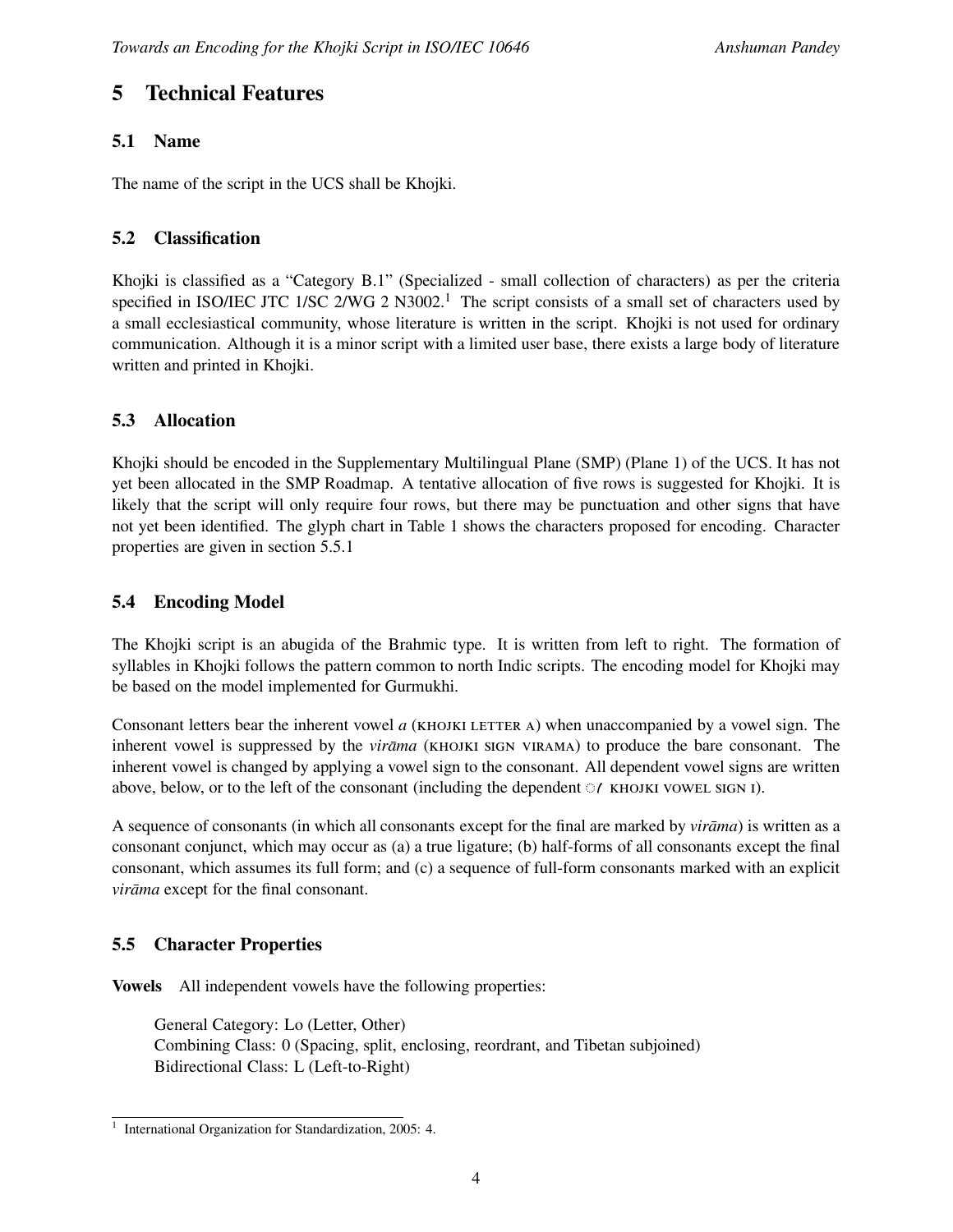## 5 Technical Features

### 5.1 Name

The name of the script in the UCS shall be Khojki.

### 5.2 Classification

Khojki is classified as a "Category B.1" (Specialized - small collection of characters) as per the criteria specified in ISO/IEC JTC 1/SC 2/WG 2 N3002.[1] The script consists of a small set of characters used by a small ecclesiastical community, whose literature is written in the script. Khojki is not used for ordinary communication. Although it is a minor script with a limited user base, there exists a large body of literature written and printed in Khojki.

### 5.3 Allocation

Khojki should be encoded in the Supplementary Multilingual Plane (SMP) (Plane 1) of the UCS. It has not yet been allocated in the SMP Roadmap. A tentative allocation of five rows is suggested for Khojki. It is likely that the script will only require four rows, but there may be punctuation and other signs that have not yet been identified. The glyph chart in Table 1 shows the characters proposed for encoding. Character properties are given in section 5.5.1

### 5.4 Encoding Model

The Khojki script is an abugida of the Brahmic type. It is written from left to right. The formation of syllables in Khojki follows the pattern common to north Indic scripts. The encoding model for Khojki may be based on the model implemented for Gurmukhi.

Consonant letters bear the inherent vowel *a* (KHOJKI LETTER A) when unaccompanied by a vowel sign. The inherent vowel is suppressed by the *virāma* (KHOJKI SIGN VIRAMA) to produce the bare consonant. The inherent vowel is changed by applying a vowel sign to the consonant. All dependent vowel signs are written above, below, or to the left of the consonant (including the dependent ◌ KHOJKI VOWEL SIGN I).

A sequence of consonants (in which all consonants except for the final are marked by *virāma*) is written as a consonant conjunct, which may occur as (a) a true ligature; (b) half-forms of all consonants except the final consonant, which assumes its full form; and (c) a sequence of full-form consonants marked with an explicit *virāma* except for the final consonant.

### 5.5 Character Properties

**Vowels** All independent vowels have the following properties:

General Category: Lo (Letter, Other)
Combining Class: 0 (Spacing, split, enclosing, reordrant, and Tibetan subjoined)
Bidirectional Class: L (Left-to-Right)

---

[1] International Organization for Standardization, 2005: 4.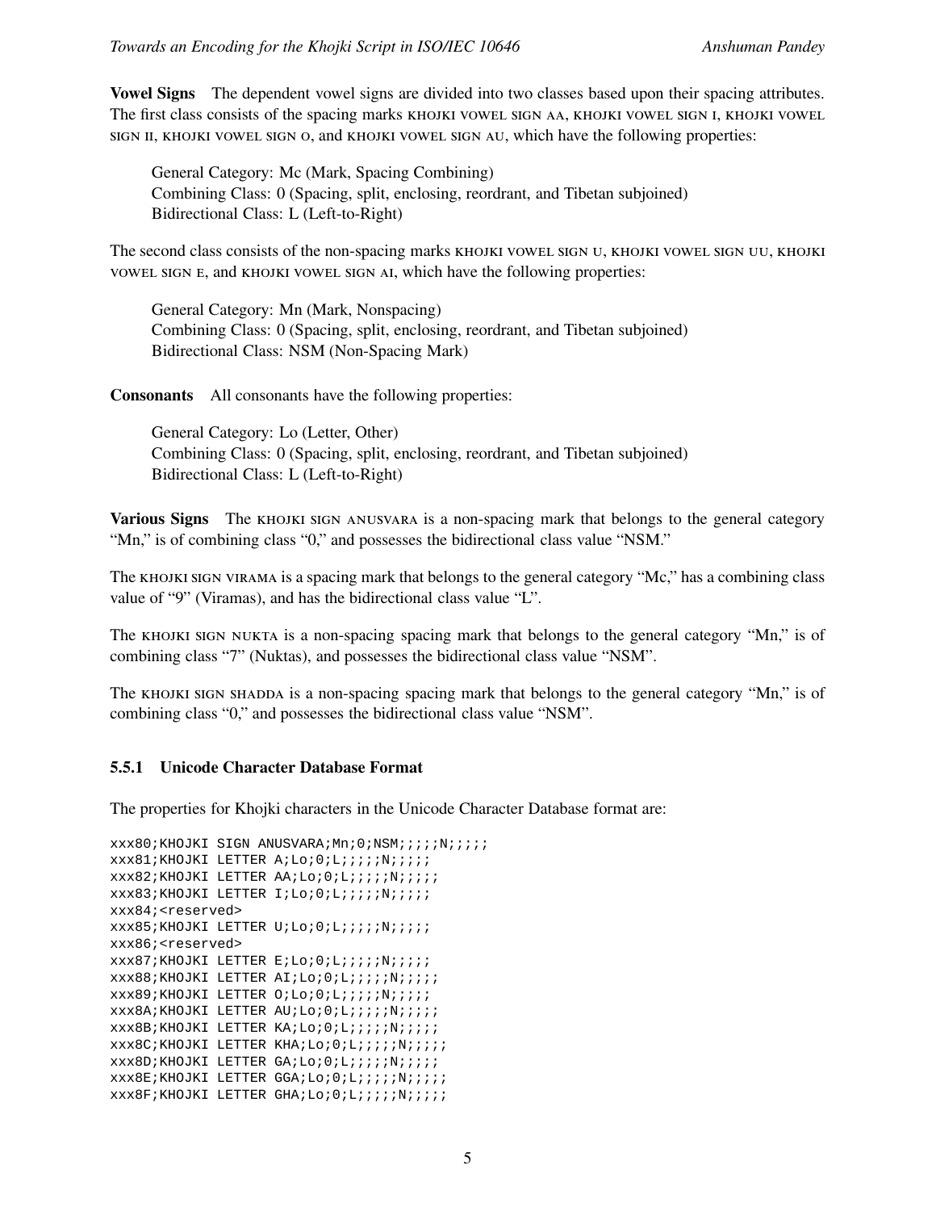**Vowel Signs** The dependent vowel signs are divided into two classes based upon their spacing attributes. The first class consists of the spacing marks KHOJKI VOWEL SIGN AA, KHOJKI VOWEL SIGN I, KHOJKI VOWEL SIGN II, KHOJKI VOWEL SIGN O, and KHOJKI VOWEL SIGN AU, which have the following properties:

> General Category: Mc (Mark, Spacing Combining)
> Combining Class: 0 (Spacing, split, enclosing, reordrant, and Tibetan subjoined)
> Bidirectional Class: L (Left-to-Right)

The second class consists of the non-spacing marks KHOJKI VOWEL SIGN U, KHOJKI VOWEL SIGN UU, KHOJKI VOWEL SIGN E, and KHOJKI VOWEL SIGN AI, which have the following properties:

> General Category: Mn (Mark, Nonspacing)
> Combining Class: 0 (Spacing, split, enclosing, reordrant, and Tibetan subjoined)
> Bidirectional Class: NSM (Non-Spacing Mark)

**Consonants** All consonants have the following properties:

> General Category: Lo (Letter, Other)
> Combining Class: 0 (Spacing, split, enclosing, reordrant, and Tibetan subjoined)
> Bidirectional Class: L (Left-to-Right)

**Various Signs** The KHOJKI SIGN ANUSVARA is a non-spacing mark that belongs to the general category "Mn," is of combining class "0," and possesses the bidirectional class value "NSM."

The KHOJKI SIGN VIRAMA is a spacing mark that belongs to the general category "Mc," has a combining class value of "9" (Viramas), and has the bidirectional class value "L".

The KHOJKI SIGN NUKTA is a non-spacing spacing mark that belongs to the general category "Mn," is of combining class "7" (Nuktas), and possesses the bidirectional class value "NSM".

The KHOJKI SIGN SHADDA is a non-spacing spacing mark that belongs to the general category "Mn," is of combining class "0," and possesses the bidirectional class value "NSM".

### 5.5.1 Unicode Character Database Format

The properties for Khojki characters in the Unicode Character Database format are:

```
xxx80;KHOJKI SIGN ANUSVARA;Mn;0;NSM;;;;;N;;;;;
xxx81;KHOJKI LETTER A;Lo;0;L;;;;;N;;;;;
xxx82;KHOJKI LETTER AA;Lo;0;L;;;;;N;;;;;
xxx83;KHOJKI LETTER I;Lo;0;L;;;;;N;;;;;
xxx84;<reserved>
xxx85;KHOJKI LETTER U;Lo;0;L;;;;;N;;;;;
xxx86;<reserved>
xxx87;KHOJKI LETTER E;Lo;0;L;;;;;N;;;;;
xxx88;KHOJKI LETTER AI;Lo;0;L;;;;;N;;;;;
xxx89;KHOJKI LETTER O;Lo;0;L;;;;;N;;;;;
xxx8A;KHOJKI LETTER AU;Lo;0;L;;;;;N;;;;;
xxx8B;KHOJKI LETTER KA;Lo;0;L;;;;;N;;;;;
xxx8C;KHOJKI LETTER KHA;Lo;0;L;;;;;N;;;;;
xxx8D;KHOJKI LETTER GA;Lo;0;L;;;;;N;;;;;
xxx8E;KHOJKI LETTER GGA;Lo;0;L;;;;;N;;;;;
xxx8F;KHOJKI LETTER GHA;Lo;0;L;;;;;N;;;;;
```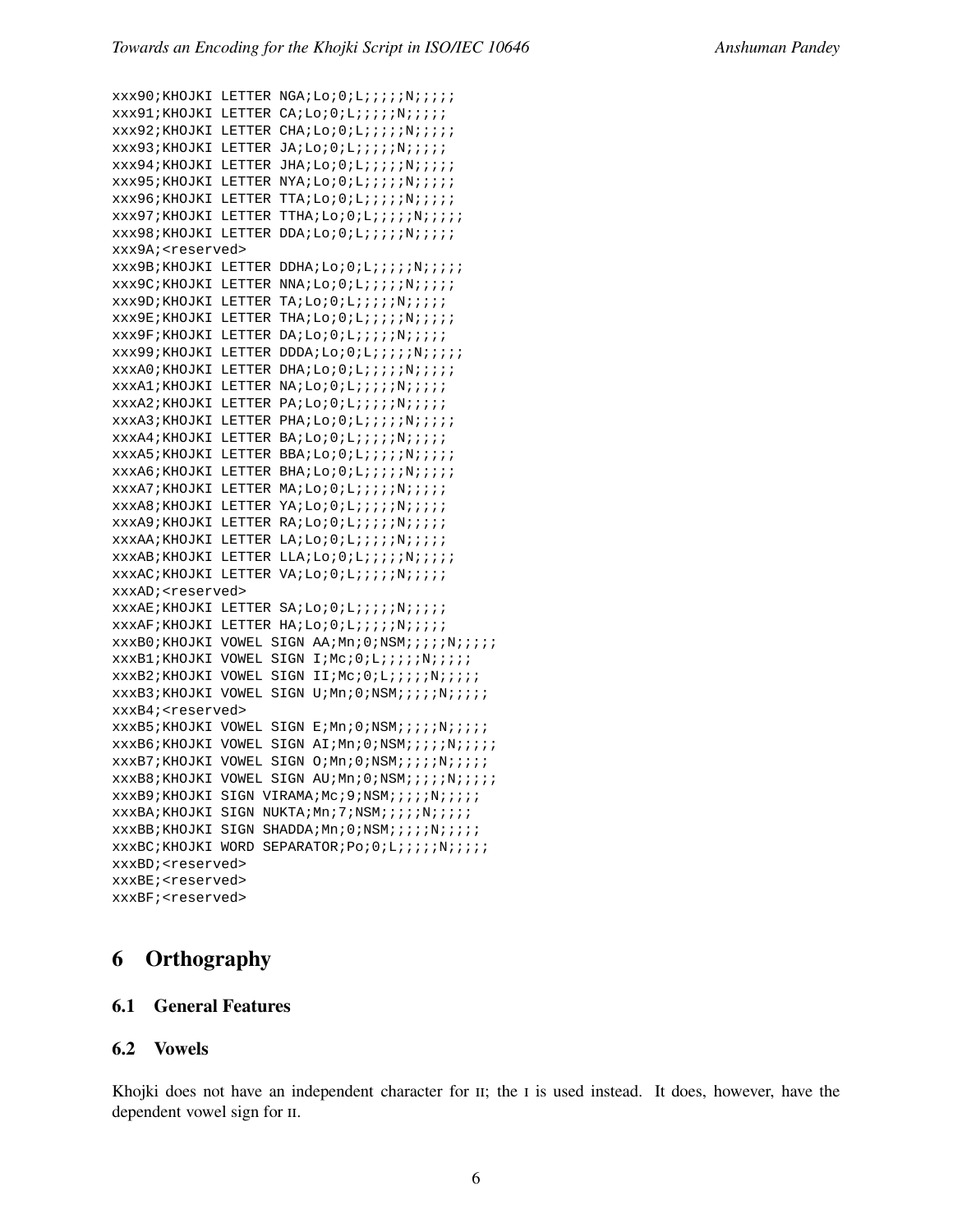```
xxx90;KHOJKI LETTER NGA;Lo;0;L;;;;;N;;;;;
xxx91;KHOJKI LETTER CA;Lo;0;L;;;;;N;;;;;
xxx92;KHOJKI LETTER CHA;Lo;0;L;;;;;N;;;;;
xxx93;KHOJKI LETTER JA;Lo;0;L;;;;;N;;;;;
xxx94;KHOJKI LETTER JHA;Lo;0;L;;;;;N;;;;;
xxx95;KHOJKI LETTER NYA;Lo;0;L;;;;;N;;;;;
xxx96;KHOJKI LETTER TTA;Lo;0;L;;;;;N;;;;;
xxx97;KHOJKI LETTER TTHA;Lo;0;L;;;;;N;;;;;
xxx98;KHOJKI LETTER DDA;Lo;0;L;;;;;N;;;;;
xxx9A;<reserved>
xxx9B;KHOJKI LETTER DDHA;Lo;0;L;;;;;N;;;;;
xxx9C;KHOJKI LETTER NNA;Lo;0;L;;;;;N;;;;;
xxx9D;KHOJKI LETTER TA;Lo;0;L;;;;;N;;;;;
xxx9E;KHOJKI LETTER THA;Lo;0;L;;;;;N;;;;;
xxx9F;KHOJKI LETTER DA;Lo;0;L;;;;;N;;;;;
xxx99;KHOJKI LETTER DDDA;Lo;0;L;;;;;N;;;;;
xxxA0;KHOJKI LETTER DHA;Lo;0;L;;;;;N;;;;;
xxxA1;KHOJKI LETTER NA;Lo;0;L;;;;;N;;;;;
xxxA2;KHOJKI LETTER PA;Lo;0;L;;;;;N;;;;;
xxxA3;KHOJKI LETTER PHA;Lo;0;L;;;;;N;;;;;
xxxA4;KHOJKI LETTER BA;Lo;0;L;;;;;N;;;;;
xxxA5;KHOJKI LETTER BBA;Lo;0;L;;;;;N;;;;;
xxxA6;KHOJKI LETTER BHA;Lo;0;L;;;;;N;;;;;
xxxA7;KHOJKI LETTER MA;Lo;0;L;;;;;N;;;;;
xxxA8;KHOJKI LETTER YA;Lo;0;L;;;;;N;;;;;
xxxA9;KHOJKI LETTER RA;Lo;0;L;;;;;N;;;;;
xxxAA;KHOJKI LETTER LA;Lo;0;L;;;;;N;;;;;
xxxAB;KHOJKI LETTER LLA;Lo;0;L;;;;;N;;;;;
xxxAC;KHOJKI LETTER VA;Lo;0;L;;;;;N;;;;;
xxxAD;<reserved>
xxxAE;KHOJKI LETTER SA;Lo;0;L;;;;;N;;;;;
xxxAF;KHOJKI LETTER HA;Lo;0;L;;;;;N;;;;;
xxxB0;KHOJKI VOWEL SIGN AA;Mn;0;NSM;;;;;N;;;;;
xxxB1;KHOJKI VOWEL SIGN I;Mc;0;L;;;;;N;;;;;
xxxB2;KHOJKI VOWEL SIGN II;Mc;0;L;;;;;N;;;;;
xxxB3;KHOJKI VOWEL SIGN U;Mn;0;NSM;;;;;N;;;;;
xxxB4;<reserved>
xxxB5;KHOJKI VOWEL SIGN E;Mn;0;NSM;;;;;N;;;;;
xxxB6;KHOJKI VOWEL SIGN AI;Mn;0;NSM;;;;;N;;;;;
xxxB7;KHOJKI VOWEL SIGN O;Mn;0;NSM;;;;;N;;;;;
xxxB8;KHOJKI VOWEL SIGN AU;Mn;0;NSM;;;;;N;;;;;
xxxB9;KHOJKI SIGN VIRAMA;Mc;9;NSM;;;;;N;;;;;
xxxBA;KHOJKI SIGN NUKTA;Mn;7;NSM;;;;;N;;;;;
xxxBB;KHOJKI SIGN SHADDA;Mn;0;NSM;;;;;N;;;;;
xxxBC;KHOJKI WORD SEPARATOR;Po;0;L;;;;;N;;;;;
xxxBD;<reserved>
xxxBE;<reserved>
xxxBF;<reserved>
```

# 6 Orthography

## 6.1 General Features

## 6.2 Vowels

Khojki does not have an independent character for II; the I is used instead. It does, however, have the dependent vowel sign for II.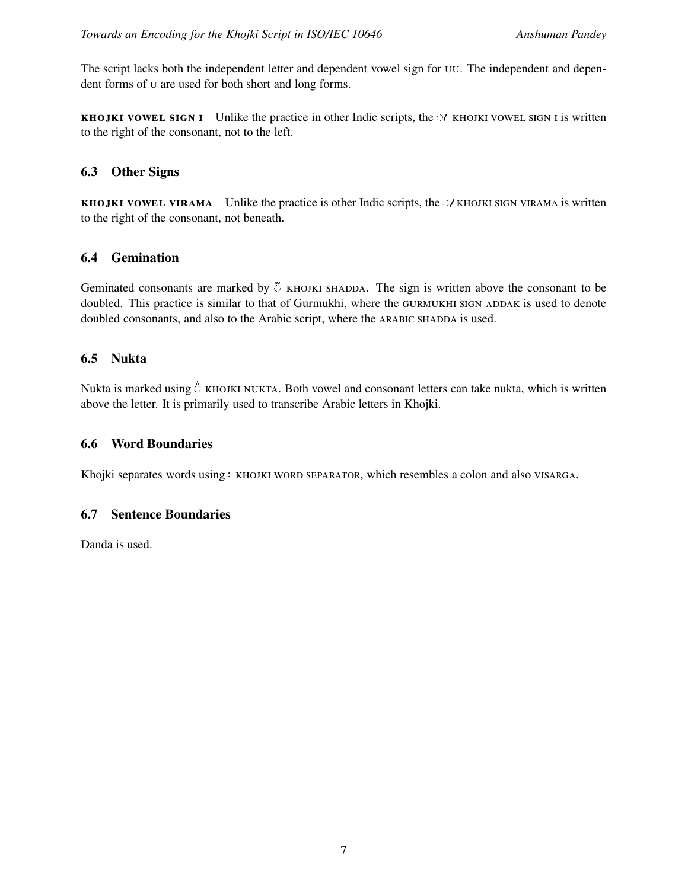The script lacks both the independent letter and dependent vowel sign for UU. The independent and dependent forms of U are used for both short and long forms.

**KHOJKI VOWEL SIGN I** Unlike the practice in other Indic scripts, the ◌/ KHOJKI VOWEL SIGN I is written to the right of the consonant, not to the left.

## 6.3 Other Signs

**KHOJKI VOWEL VIRAMA** Unlike the practice is other Indic scripts, the ◌/ KHOJKI SIGN VIRAMA is written to the right of the consonant, not beneath.

## 6.4 Gemination

Geminated consonants are marked by ◌̆ KHOJKI SHADDA. The sign is written above the consonant to be doubled. This practice is similar to that of Gurmukhi, where the GURMUKHI SIGN ADDAK is used to denote doubled consonants, and also to the Arabic script, where the ARABIC SHADDA is used.

## 6.5 Nukta

Nukta is marked using ◌̇ KHOJKI NUKTA. Both vowel and consonant letters can take nukta, which is written above the letter. It is primarily used to transcribe Arabic letters in Khojki.

## 6.6 Word Boundaries

Khojki separates words using : KHOJKI WORD SEPARATOR, which resembles a colon and also VISARGA.

## 6.7 Sentence Boundaries

Danda is used.